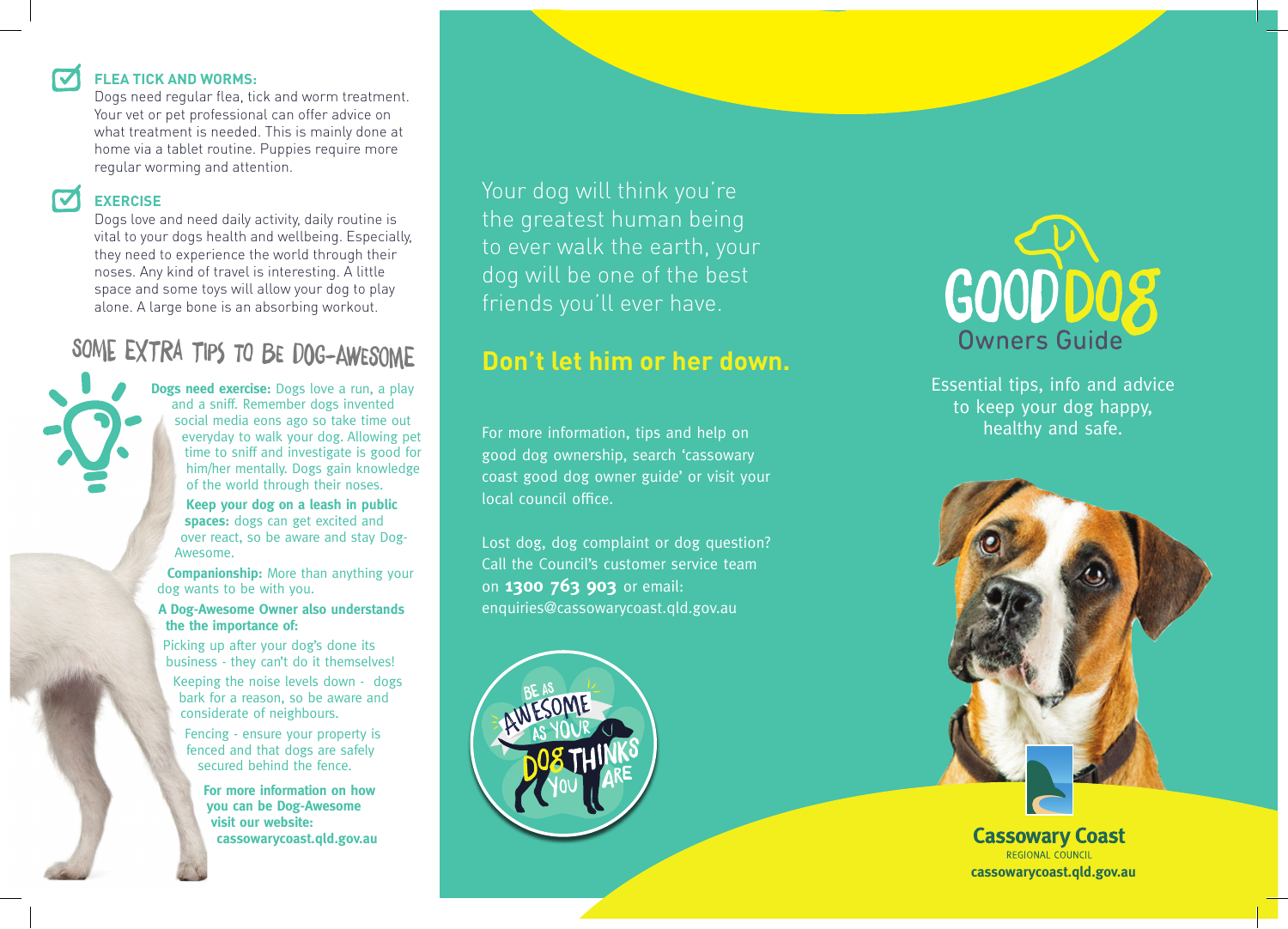**FLEA TICK AND WORMS:**
Dogs need regular flea, tick and worm treatment. Your vet or pet professional can offer advice on what treatment is needed. This is mainly done at home via a tablet routine. Puppies require more regular worming and attention.

**EXERCISE**
Dogs love and need daily activity, daily routine is vital to your dogs health and wellbeing. Especially, they need to experience the world through their noses. Any kind of travel is interesting. A little space and some toys will allow your dog to play alone. A large bone is an absorbing workout.

## SOME EXTRA TIPS TO BE DOG-AWESOME

**Dogs need exercise:** Dogs love a run, a play and a sniff. Remember dogs invented social media eons ago so take time out everyday to walk your dog. Allowing pet time to sniff and investigate is good for him/her mentally. Dogs gain knowledge of the world through their noses.

**Keep your dog on a leash in public spaces:** dogs can get excited and over react, so be aware and stay Dog-Awesome.

**Companionship:** More than anything your dog wants to be with you.

**A Dog-Awesome Owner also understands the the importance of:**

Picking up after your dog's done its business - they can't do it themselves!

Keeping the noise levels down - dogs bark for a reason, so be aware and considerate of neighbours.

Fencing - ensure your property is fenced and that dogs are safely secured behind the fence.

**For more information on how you can be Dog-Awesome visit our website: cassowarycoast.qld.gov.au**

Your dog will think you're the greatest human being to ever walk the earth, your dog will be one of the best friends you'll ever have.

## Don't let him or her down.

For more information, tips and help on good dog ownership, search 'cassowary coast good dog owner guide' or visit your local council office.

Lost dog, dog complaint or dog question? Call the Council's customer service team on **1300 763 903** or email: enquiries@cassowarycoast.qld.gov.au

BE AS AWESOME AS YOUR DOG THINKS YOU ARE

# GOOD DOG Owners Guide

Essential tips, info and advice to keep your dog happy, healthy and safe.

**Cassowary Coast**
REGIONAL COUNCIL
**cassowarycoast.qld.gov.au**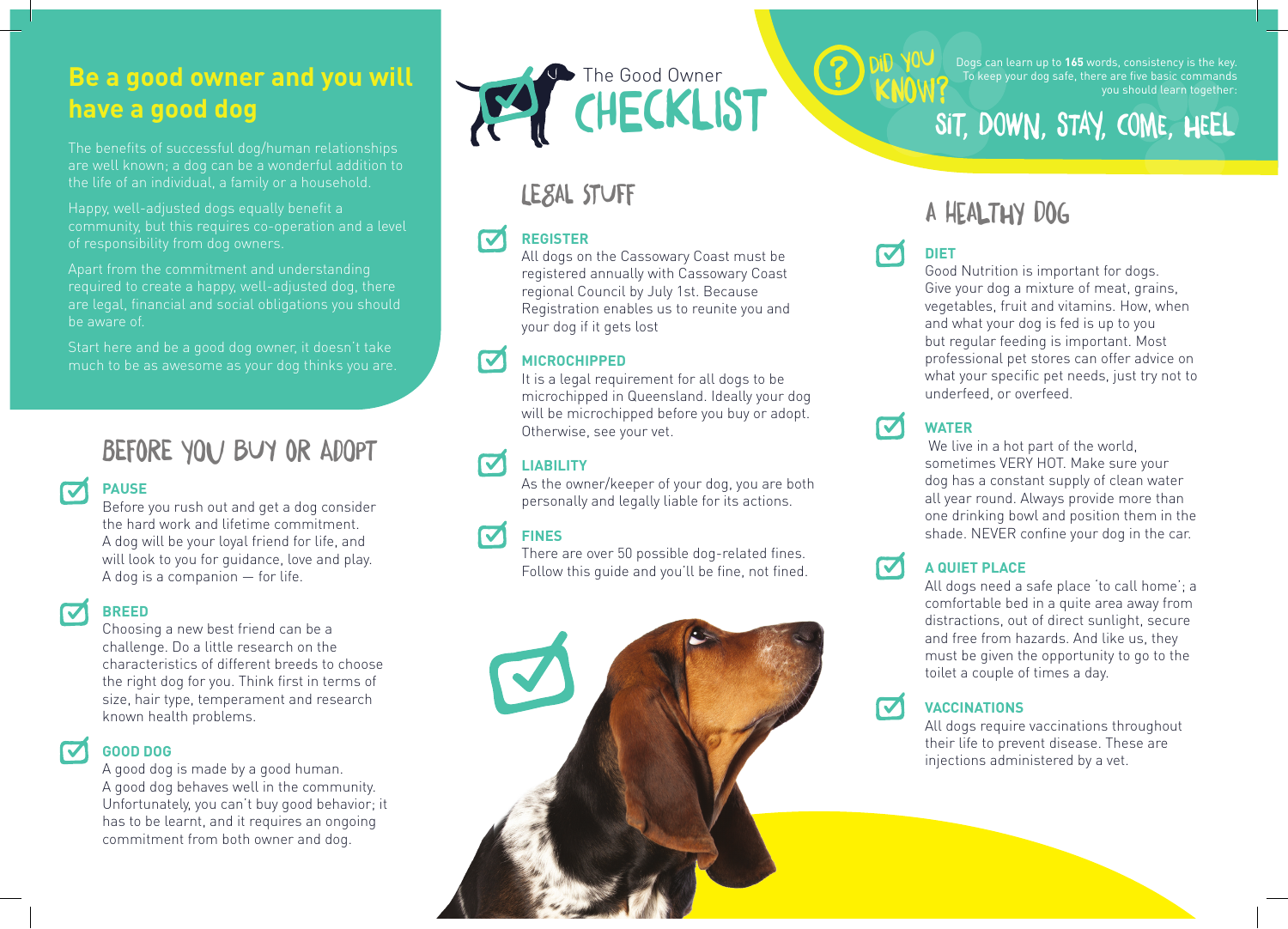## Be a good owner and you will have a good dog

The benefits of successful dog/human relationships are well known; a dog can be a wonderful addition to the life of an individual, a family or a household.

Happy, well-adjusted dogs equally benefit a community, but this requires co-operation and a level of responsibility from dog owners.

Apart from the commitment and understanding required to create a happy, well-adjusted dog, there are legal, financial and social obligations you should be aware of.

Start here and be a good dog owner, it doesn't take much to be as awesome as your dog thinks you are.

## BEFORE YOU BUY OR ADOPT

**PAUSE**
Before you rush out and get a dog consider the hard work and lifetime commitment. A dog will be your loyal friend for life, and will look to you for guidance, love and play. A dog is a companion — for life.

**BREED**
Choosing a new best friend can be a challenge. Do a little research on the characteristics of different breeds to choose the right dog for you. Think first in terms of size, hair type, temperament and research known health problems.

**GOOD DOG**
A good dog is made by a good human. A good dog behaves well in the community. Unfortunately, you can't buy good behavior; it has to be learnt, and it requires an ongoing commitment from both owner and dog.

# The Good Owner CHECKLIST

## LEGAL STUFF

**REGISTER**
All dogs on the Cassowary Coast must be registered annually with Cassowary Coast regional Council by July 1st. Because Registration enables us to reunite you and your dog if it gets lost

**MICROCHIPPED**
It is a legal requirement for all dogs to be microchipped in Queensland. Ideally your dog will be microchipped before you buy or adopt. Otherwise, see your vet.

**LIABILITY**
As the owner/keeper of your dog, you are both personally and legally liable for its actions.

**FINES**
There are over 50 possible dog-related fines. Follow this guide and you'll be fine, not fined.

## DID YOU KNOW?

Dogs can learn up to **165** words, consistency is the key. To keep your dog safe, there are five basic commands you should learn together:

**SIT, DOWN, STAY, COME, HEEL**

## A HEALTHY DOG

**DIET**
Good Nutrition is important for dogs. Give your dog a mixture of meat, grains, vegetables, fruit and vitamins. How, when and what your dog is fed is up to you but regular feeding is important. Most professional pet stores can offer advice on what your specific pet needs, just try not to underfeed, or overfeed.

**WATER**
We live in a hot part of the world, sometimes VERY HOT. Make sure your dog has a constant supply of clean water all year round. Always provide more than one drinking bowl and position them in the shade. NEVER confine your dog in the car.

**A QUIET PLACE**
All dogs need a safe place 'to call home'; a comfortable bed in a quite area away from distractions, out of direct sunlight, secure and free from hazards. And like us, they must be given the opportunity to go to the toilet a couple of times a day.

**VACCINATIONS**
All dogs require vaccinations throughout their life to prevent disease. These are injections administered by a vet.